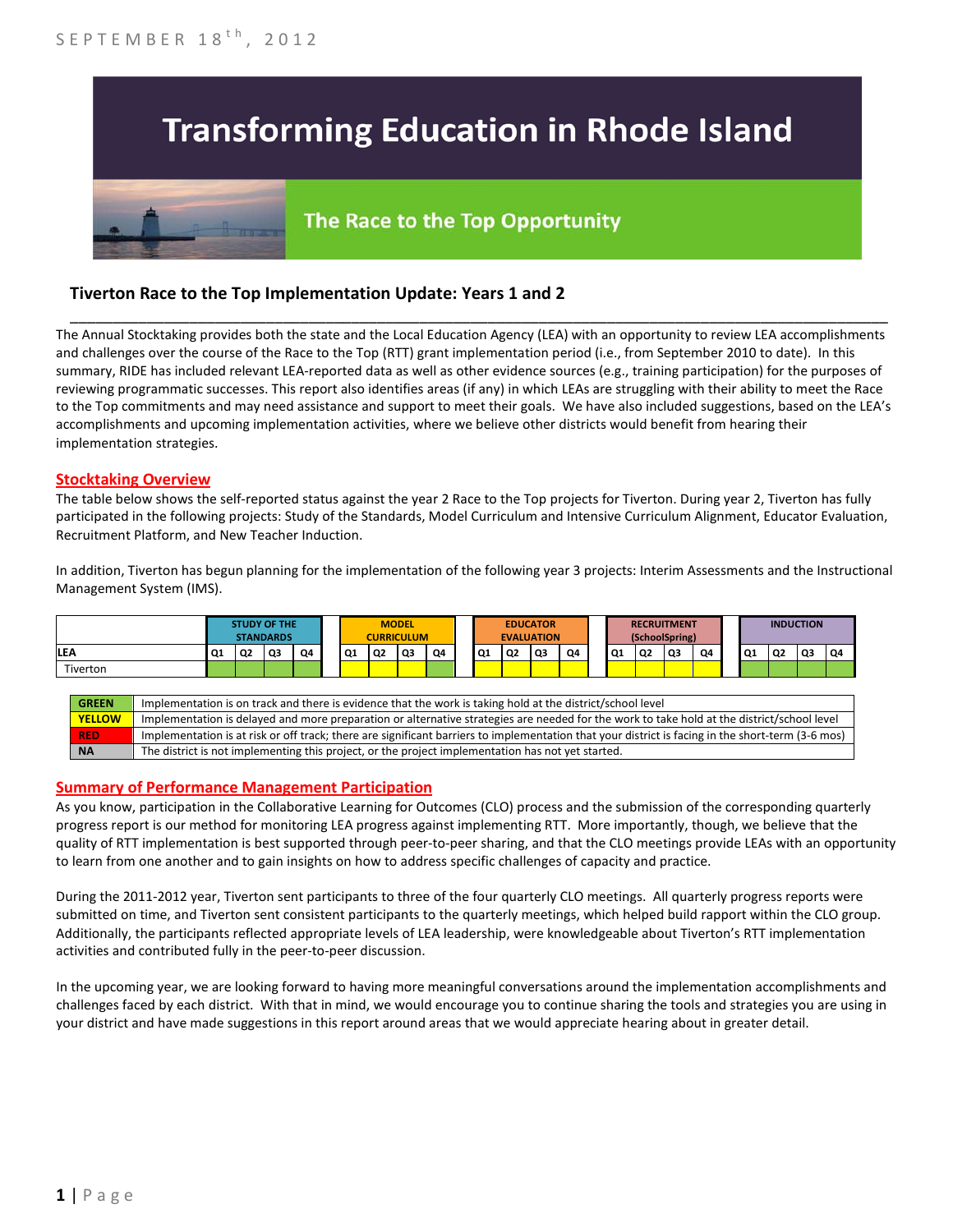SEPTEMBER 18th, 2012

# Transforming Education in Rhode Island

## The Race to the Top Opportunity

### Tiverton Race to the Top Implementation Update: Years 1 and 2

The Annual Stocktaking provides both the state and the Local Education Agency (LEA) with an opportunity to review LEA accomplishments and challenges over the course of the Race to the Top (RTT) grant implementation period (i.e., from September 2010 to date). In this summary, RIDE has included relevant LEA-reported data as well as other evidence sources (e.g., training participation) for the purposes of reviewing programmatic successes. This report also identifies areas (if any) in which LEAs are struggling with their ability to meet the Race to the Top commitments and may need assistance and support to meet their goals. We have also included suggestions, based on the LEA's accomplishments and upcoming implementation activities, where we believe other districts would benefit from hearing their implementation strategies.

**Stocktaking Overview**

The table below shows the self-reported status against the year 2 Race to the Top projects for Tiverton. During year 2, Tiverton has fully participated in the following projects: Study of the Standards, Model Curriculum and Intensive Curriculum Alignment, Educator Evaluation, Recruitment Platform, and New Teacher Induction.

In addition, Tiverton has begun planning for the implementation of the following year 3 projects: Interim Assessments and the Instructional Management System (IMS).

| | STUDY OF THE STANDARDS | | | | MODEL CURRICULUM | | | | EDUCATOR EVALUATION | | | | RECRUITMENT (SchoolSpring) | | | | INDUCTION | | | |
|---|---|---|---|---|---|---|---|---|---|---|---|---|---|---|---|---|---|---|---|---|
| LEA | Q1 | Q2 | Q3 | Q4 | Q1 | Q2 | Q3 | Q4 | Q1 | Q2 | Q3 | Q4 | Q1 | Q2 | Q3 | Q4 | Q1 | Q2 | Q3 | Q4 |
| Tiverton | Green | Green | Green | Green | Yellow | Yellow | Yellow | Green | Yellow | Yellow | Yellow | Yellow | Yellow | Yellow | Yellow | Yellow | Green | Green | Green | Green |

| | |
|---|---|
| GREEN | Implementation is on track and there is evidence that the work is taking hold at the district/school level |
| YELLOW | Implementation is delayed and more preparation or alternative strategies are needed for the work to take hold at the district/school level |
| RED | Implementation is at risk or off track; there are significant barriers to implementation that your district is facing in the short-term (3-6 mos) |
| NA | The district is not implementing this project, or the project implementation has not yet started. |

**Summary of Performance Management Participation**

As you know, participation in the Collaborative Learning for Outcomes (CLO) process and the submission of the corresponding quarterly progress report is our method for monitoring LEA progress against implementing RTT. More importantly, though, we believe that the quality of RTT implementation is best supported through peer-to-peer sharing, and that the CLO meetings provide LEAs with an opportunity to learn from one another and to gain insights on how to address specific challenges of capacity and practice.

During the 2011-2012 year, Tiverton sent participants to three of the four quarterly CLO meetings. All quarterly progress reports were submitted on time, and Tiverton sent consistent participants to the quarterly meetings, which helped build rapport within the CLO group. Additionally, the participants reflected appropriate levels of LEA leadership, were knowledgeable about Tiverton's RTT implementation activities and contributed fully in the peer-to-peer discussion.

In the upcoming year, we are looking forward to having more meaningful conversations around the implementation accomplishments and challenges faced by each district. With that in mind, we would encourage you to continue sharing the tools and strategies you are using in your district and have made suggestions in this report around areas that we would appreciate hearing about in greater detail.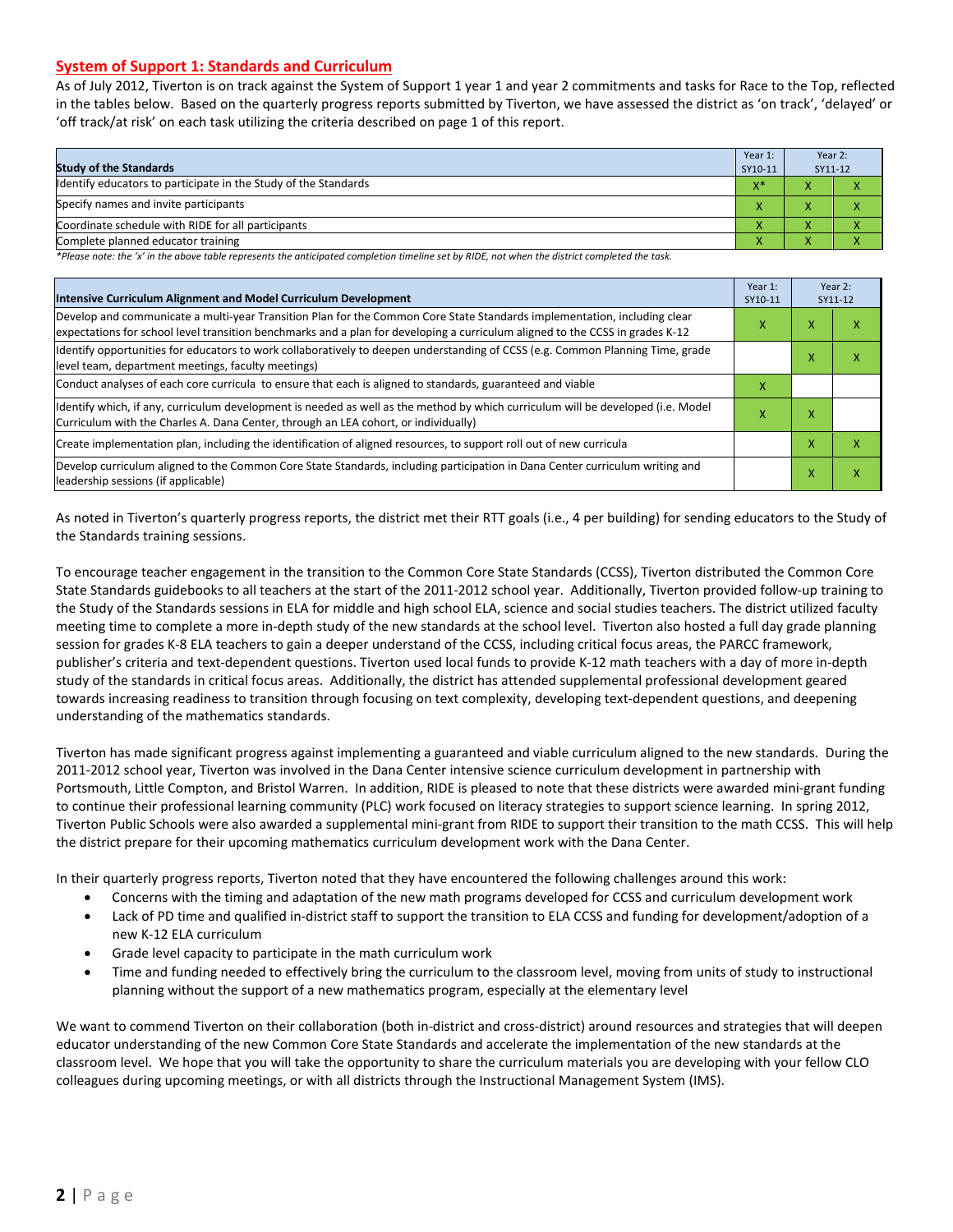## System of Support 1: Standards and Curriculum

As of July 2012, Tiverton is on track against the System of Support 1 year 1 and year 2 commitments and tasks for Race to the Top, reflected in the tables below. Based on the quarterly progress reports submitted by Tiverton, we have assessed the district as 'on track', 'delayed' or 'off track/at risk' on each task utilizing the criteria described on page 1 of this report.

| Study of the Standards | Year 1: SY10-11 | Year 2: SY11-12 | |
|---|---|---|---|
| Identify educators to participate in the Study of the Standards | X* | X | X |
| Specify names and invite participants | X | X | X |
| Coordinate schedule with RIDE for all participants | X | X | X |
| Complete planned educator training | X | X | X |

*Please note: the 'x' in the above table represents the anticipated completion timeline set by RIDE, not when the district completed the task.

| Intensive Curriculum Alignment and Model Curriculum Development | Year 1: SY10-11 | Year 2: SY11-12 | |
|---|---|---|---|
| Develop and communicate a multi-year Transition Plan for the Common Core State Standards implementation, including clear expectations for school level transition benchmarks and a plan for developing a curriculum aligned to the CCSS in grades K-12 | X | X | X |
| Identify opportunities for educators to work collaboratively to deepen understanding of CCSS (e.g. Common Planning Time, grade level team, department meetings, faculty meetings) | | X | X |
| Conduct analyses of each core curricula to ensure that each is aligned to standards, guaranteed and viable | X | | |
| Identify which, if any, curriculum development is needed as well as the method by which curriculum will be developed (i.e. Model Curriculum with the Charles A. Dana Center, through an LEA cohort, or individually) | X | X | |
| Create implementation plan, including the identification of aligned resources, to support roll out of new curricula | | X | X |
| Develop curriculum aligned to the Common Core State Standards, including participation in Dana Center curriculum writing and leadership sessions (if applicable) | | X | X |

As noted in Tiverton's quarterly progress reports, the district met their RTT goals (i.e., 4 per building) for sending educators to the Study of the Standards training sessions.

To encourage teacher engagement in the transition to the Common Core State Standards (CCSS), Tiverton distributed the Common Core State Standards guidebooks to all teachers at the start of the 2011-2012 school year. Additionally, Tiverton provided follow-up training to the Study of the Standards sessions in ELA for middle and high school ELA, science and social studies teachers. The district utilized faculty meeting time to complete a more in-depth study of the new standards at the school level. Tiverton also hosted a full day grade planning session for grades K-8 ELA teachers to gain a deeper understand of the CCSS, including critical focus areas, the PARCC framework, publisher's criteria and text-dependent questions. Tiverton used local funds to provide K-12 math teachers with a day of more in-depth study of the standards in critical focus areas. Additionally, the district has attended supplemental professional development geared towards increasing readiness to transition through focusing on text complexity, developing text-dependent questions, and deepening understanding of the mathematics standards.

Tiverton has made significant progress against implementing a guaranteed and viable curriculum aligned to the new standards. During the 2011-2012 school year, Tiverton was involved in the Dana Center intensive science curriculum development in partnership with Portsmouth, Little Compton, and Bristol Warren. In addition, RIDE is pleased to note that these districts were awarded mini-grant funding to continue their professional learning community (PLC) work focused on literacy strategies to support science learning. In spring 2012, Tiverton Public Schools were also awarded a supplemental mini-grant from RIDE to support their transition to the math CCSS. This will help the district prepare for their upcoming mathematics curriculum development work with the Dana Center.

In their quarterly progress reports, Tiverton noted that they have encountered the following challenges around this work:

- Concerns with the timing and adaptation of the new math programs developed for CCSS and curriculum development work
- Lack of PD time and qualified in-district staff to support the transition to ELA CCSS and funding for development/adoption of a new K-12 ELA curriculum
- Grade level capacity to participate in the math curriculum work
- Time and funding needed to effectively bring the curriculum to the classroom level, moving from units of study to instructional planning without the support of a new mathematics program, especially at the elementary level

We want to commend Tiverton on their collaboration (both in-district and cross-district) around resources and strategies that will deepen educator understanding of the new Common Core State Standards and accelerate the implementation of the new standards at the classroom level. We hope that you will take the opportunity to share the curriculum materials you are developing with your fellow CLO colleagues during upcoming meetings, or with all districts through the Instructional Management System (IMS).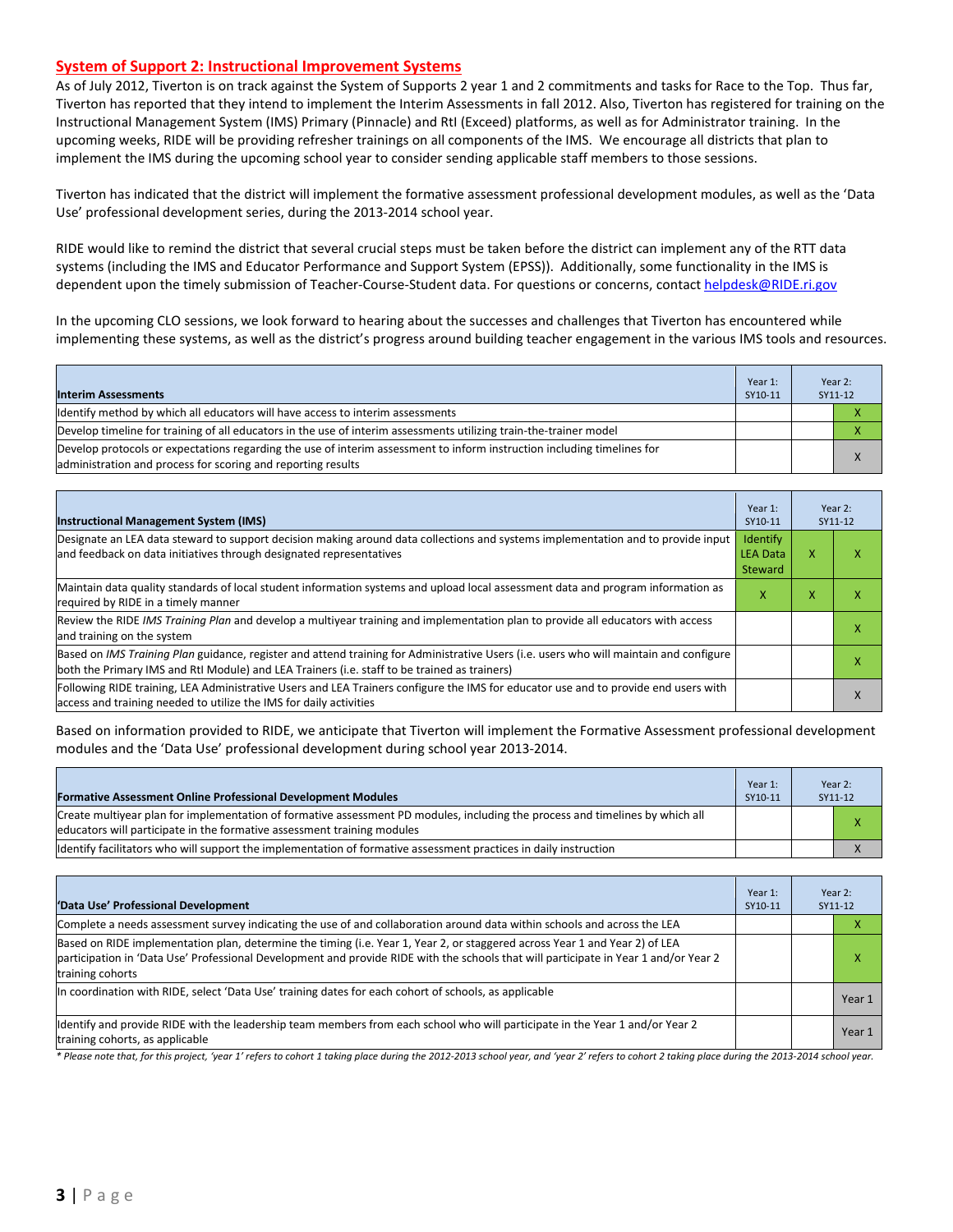## System of Support 2: Instructional Improvement Systems

As of July 2012, Tiverton is on track against the System of Supports 2 year 1 and 2 commitments and tasks for Race to the Top. Thus far, Tiverton has reported that they intend to implement the Interim Assessments in fall 2012. Also, Tiverton has registered for training on the Instructional Management System (IMS) Primary (Pinnacle) and RtI (Exceed) platforms, as well as for Administrator training. In the upcoming weeks, RIDE will be providing refresher trainings on all components of the IMS. We encourage all districts that plan to implement the IMS during the upcoming school year to consider sending applicable staff members to those sessions.

Tiverton has indicated that the district will implement the formative assessment professional development modules, as well as the 'Data Use' professional development series, during the 2013-2014 school year.

RIDE would like to remind the district that several crucial steps must be taken before the district can implement any of the RTT data systems (including the IMS and Educator Performance and Support System (EPSS)). Additionally, some functionality in the IMS is dependent upon the timely submission of Teacher-Course-Student data. For questions or concerns, contact helpdesk@RIDE.ri.gov

In the upcoming CLO sessions, we look forward to hearing about the successes and challenges that Tiverton has encountered while implementing these systems, as well as the district's progress around building teacher engagement in the various IMS tools and resources.

| Interim Assessments | Year 1: SY10-11 | Year 2: SY11-12 | |
|---|---|---|---|
| Identify method by which all educators will have access to interim assessments | | | X |
| Develop timeline for training of all educators in the use of interim assessments utilizing train-the-trainer model | | | X |
| Develop protocols or expectations regarding the use of interim assessment to inform instruction including timelines for administration and process for scoring and reporting results | | | X |

| Instructional Management System (IMS) | Year 1: SY10-11 | Year 2: SY11-12 | |
|---|---|---|---|
| Designate an LEA data steward to support decision making around data collections and systems implementation and to provide input and feedback on data initiatives through designated representatives | Identify LEA Data Steward | X | X |
| Maintain data quality standards of local student information systems and upload local assessment data and program information as required by RIDE in a timely manner | X | X | X |
| Review the RIDE *IMS Training Plan* and develop a multiyear training and implementation plan to provide all educators with access and training on the system | | | X |
| Based on *IMS Training Plan* guidance, register and attend training for Administrative Users (i.e. users who will maintain and configure both the Primary IMS and RtI Module) and LEA Trainers (i.e. staff to be trained as trainers) | | | X |
| Following RIDE training, LEA Administrative Users and LEA Trainers configure the IMS for educator use and to provide end users with access and training needed to utilize the IMS for daily activities | | | X |

Based on information provided to RIDE, we anticipate that Tiverton will implement the Formative Assessment professional development modules and the 'Data Use' professional development during school year 2013-2014.

| Formative Assessment Online Professional Development Modules | Year 1: SY10-11 | Year 2: SY11-12 | |
|---|---|---|---|
| Create multiyear plan for implementation of formative assessment PD modules, including the process and timelines by which all educators will participate in the formative assessment training modules | | | X |
| Identify facilitators who will support the implementation of formative assessment practices in daily instruction | | | X |

| 'Data Use' Professional Development | Year 1: SY10-11 | Year 2: SY11-12 | |
|---|---|---|---|
| Complete a needs assessment survey indicating the use of and collaboration around data within schools and across the LEA | | | X |
| Based on RIDE implementation plan, determine the timing (i.e. Year 1, Year 2, or staggered across Year 1 and Year 2) of LEA participation in 'Data Use' Professional Development and provide RIDE with the schools that will participate in Year 1 and/or Year 2 training cohorts | | | X |
| In coordination with RIDE, select 'Data Use' training dates for each cohort of schools, as applicable | | | Year 1 |
| Identify and provide RIDE with the leadership team members from each school who will participate in the Year 1 and/or Year 2 training cohorts, as applicable | | | Year 1 |

*\* Please note that, for this project, 'year 1' refers to cohort 1 taking place during the 2012-2013 school year, and 'year 2' refers to cohort 2 taking place during the 2013-2014 school year.*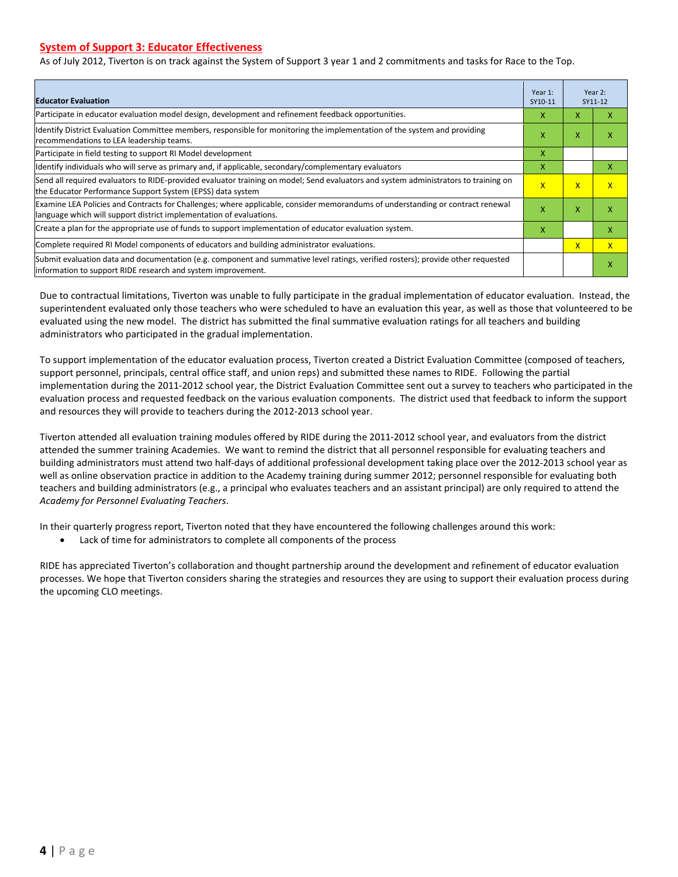## System of Support 3: Educator Effectiveness

As of July 2012, Tiverton is on track against the System of Support 3 year 1 and 2 commitments and tasks for Race to the Top.

| Educator Evaluation | Year 1: SY10-11 | Year 2: SY11-12 | |
|---|---|---|---|
| Participate in educator evaluation model design, development and refinement feedback opportunities. | X | X | X |
| Identify District Evaluation Committee members, responsible for monitoring the implementation of the system and providing recommendations to LEA leadership teams. | X | X | X |
| Participate in field testing to support RI Model development | X | | |
| Identify individuals who will serve as primary and, if applicable, secondary/complementary evaluators | X | | X |
| Send all required evaluators to RIDE-provided evaluator training on model; Send evaluators and system administrators to training on the Educator Performance Support System (EPSS) data system | X | X | X |
| Examine LEA Policies and Contracts for Challenges; where applicable, consider memorandums of understanding or contract renewal language which will support district implementation of evaluations. | X | X | X |
| Create a plan for the appropriate use of funds to support implementation of educator evaluation system. | X | | X |
| Complete required RI Model components of educators and building administrator evaluations. | | X | X |
| Submit evaluation data and documentation (e.g. component and summative level ratings, verified rosters); provide other requested information to support RIDE research and system improvement. | | | X |

Due to contractual limitations, Tiverton was unable to fully participate in the gradual implementation of educator evaluation. Instead, the superintendent evaluated only those teachers who were scheduled to have an evaluation this year, as well as those that volunteered to be evaluated using the new model. The district has submitted the final summative evaluation ratings for all teachers and building administrators who participated in the gradual implementation.

To support implementation of the educator evaluation process, Tiverton created a District Evaluation Committee (composed of teachers, support personnel, principals, central office staff, and union reps) and submitted these names to RIDE. Following the partial implementation during the 2011-2012 school year, the District Evaluation Committee sent out a survey to teachers who participated in the evaluation process and requested feedback on the various evaluation components. The district used that feedback to inform the support and resources they will provide to teachers during the 2012-2013 school year.

Tiverton attended all evaluation training modules offered by RIDE during the 2011-2012 school year, and evaluators from the district attended the summer training Academies. We want to remind the district that all personnel responsible for evaluating teachers and building administrators must attend two half-days of additional professional development taking place over the 2012-2013 school year as well as online observation practice in addition to the Academy training during summer 2012; personnel responsible for evaluating both teachers and building administrators (e.g., a principal who evaluates teachers and an assistant principal) are only required to attend the *Academy for Personnel Evaluating Teachers*.

In their quarterly progress report, Tiverton noted that they have encountered the following challenges around this work:

- Lack of time for administrators to complete all components of the process

RIDE has appreciated Tiverton's collaboration and thought partnership around the development and refinement of educator evaluation processes. We hope that Tiverton considers sharing the strategies and resources they are using to support their evaluation process during the upcoming CLO meetings.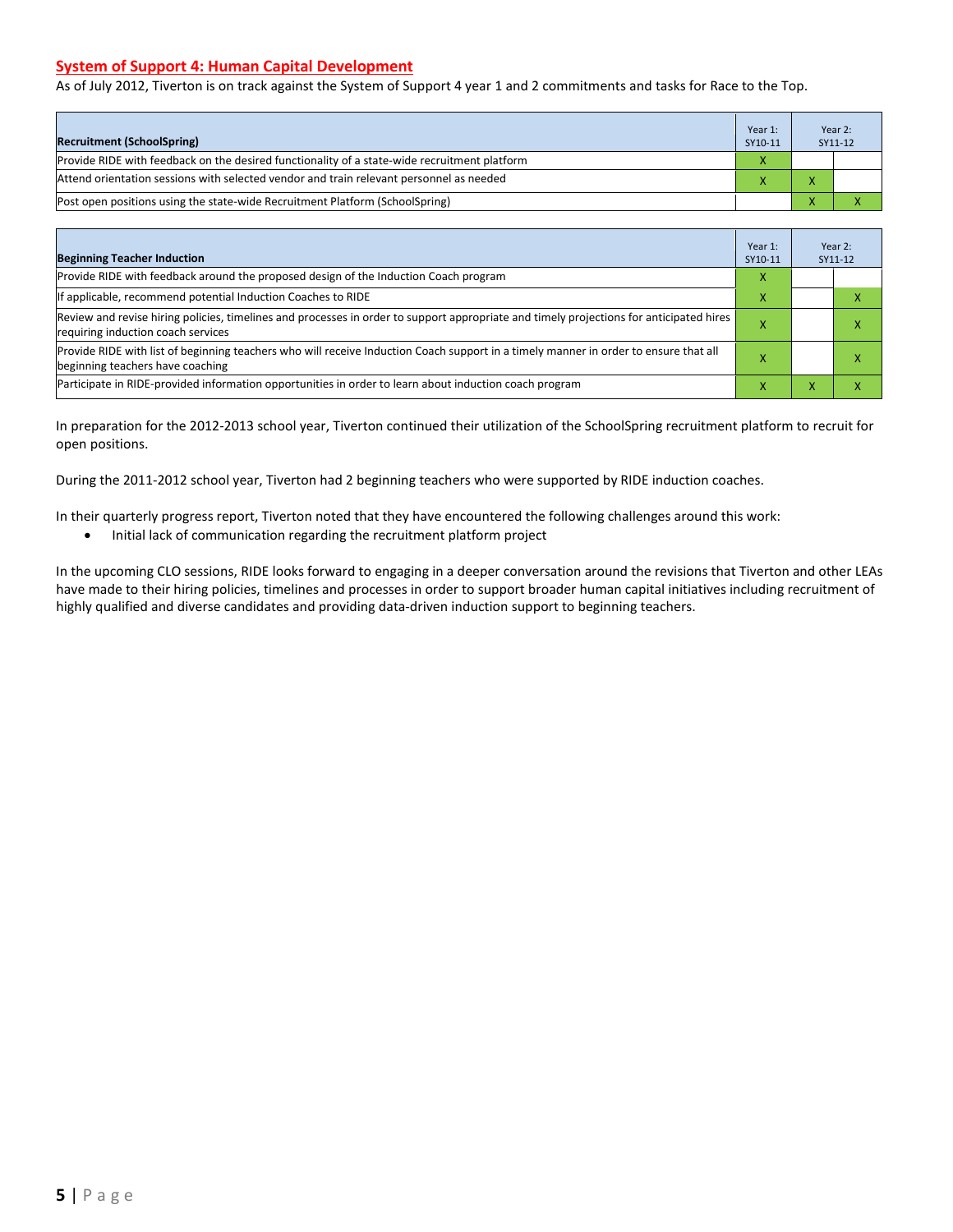## System of Support 4: Human Capital Development

As of July 2012, Tiverton is on track against the System of Support 4 year 1 and 2 commitments and tasks for Race to the Top.

| Recruitment (SchoolSpring) | Year 1: SY10-11 | Year 2: SY11-12 | |
|---|---|---|---|
| Provide RIDE with feedback on the desired functionality of a state-wide recruitment platform | X | | |
| Attend orientation sessions with selected vendor and train relevant personnel as needed | X | X | |
| Post open positions using the state-wide Recruitment Platform (SchoolSpring) | | X | X |

| Beginning Teacher Induction | Year 1: SY10-11 | Year 2: SY11-12 | |
|---|---|---|---|
| Provide RIDE with feedback around the proposed design of the Induction Coach program | X | | |
| If applicable, recommend potential Induction Coaches to RIDE | X | | X |
| Review and revise hiring policies, timelines and processes in order to support appropriate and timely projections for anticipated hires requiring induction coach services | X | | X |
| Provide RIDE with list of beginning teachers who will receive Induction Coach support in a timely manner in order to ensure that all beginning teachers have coaching | X | | X |
| Participate in RIDE-provided information opportunities in order to learn about induction coach program | X | X | X |

In preparation for the 2012-2013 school year, Tiverton continued their utilization of the SchoolSpring recruitment platform to recruit for open positions.

During the 2011-2012 school year, Tiverton had 2 beginning teachers who were supported by RIDE induction coaches.

In their quarterly progress report, Tiverton noted that they have encountered the following challenges around this work:

- Initial lack of communication regarding the recruitment platform project

In the upcoming CLO sessions, RIDE looks forward to engaging in a deeper conversation around the revisions that Tiverton and other LEAs have made to their hiring policies, timelines and processes in order to support broader human capital initiatives including recruitment of highly qualified and diverse candidates and providing data-driven induction support to beginning teachers.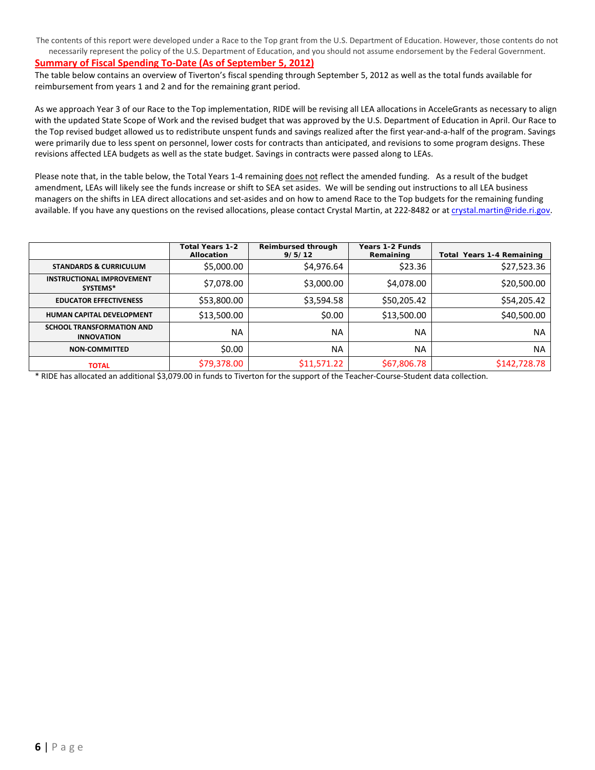The contents of this report were developed under a Race to the Top grant from the U.S. Department of Education. However, those contents do not necessarily represent the policy of the U.S. Department of Education, and you should not assume endorsement by the Federal Government.

## Summary of Fiscal Spending To-Date (As of September 5, 2012)

The table below contains an overview of Tiverton's fiscal spending through September 5, 2012 as well as the total funds available for reimbursement from years 1 and 2 and for the remaining grant period.

As we approach Year 3 of our Race to the Top implementation, RIDE will be revising all LEA allocations in AcceleGrants as necessary to align with the updated State Scope of Work and the revised budget that was approved by the U.S. Department of Education in April. Our Race to the Top revised budget allowed us to redistribute unspent funds and savings realized after the first year-and-a-half of the program. Savings were primarily due to less spent on personnel, lower costs for contracts than anticipated, and revisions to some program designs. These revisions affected LEA budgets as well as the state budget. Savings in contracts were passed along to LEAs.

Please note that, in the table below, the Total Years 1-4 remaining does not reflect the amended funding. As a result of the budget amendment, LEAs will likely see the funds increase or shift to SEA set asides. We will be sending out instructions to all LEA business managers on the shifts in LEA direct allocations and set-asides and on how to amend Race to the Top budgets for the remaining funding available. If you have any questions on the revised allocations, please contact Crystal Martin, at 222-8482 or at crystal.martin@ride.ri.gov.

| | Total Years 1-2 Allocation | Reimbursed through 9/5/12 | Years 1-2 Funds Remaining | Total Years 1-4 Remaining |
|---|---|---|---|---|
| STANDARDS & CURRICULUM | $5,000.00 | $4,976.64 | $23.36 | $27,523.36 |
| INSTRUCTIONAL IMPROVEMENT SYSTEMS* | $7,078.00 | $3,000.00 | $4,078.00 | $20,500.00 |
| EDUCATOR EFFECTIVENESS | $53,800.00 | $3,594.58 | $50,205.42 | $54,205.42 |
| HUMAN CAPITAL DEVELOPMENT | $13,500.00 | $0.00 | $13,500.00 | $40,500.00 |
| SCHOOL TRANSFORMATION AND INNOVATION | NA | NA | NA | NA |
| NON-COMMITTED | $0.00 | NA | NA | NA |
| TOTAL | $79,378.00 | $11,571.22 | $67,806.78 | $142,728.78 |

* RIDE has allocated an additional $3,079.00 in funds to Tiverton for the support of the Teacher-Course-Student data collection.